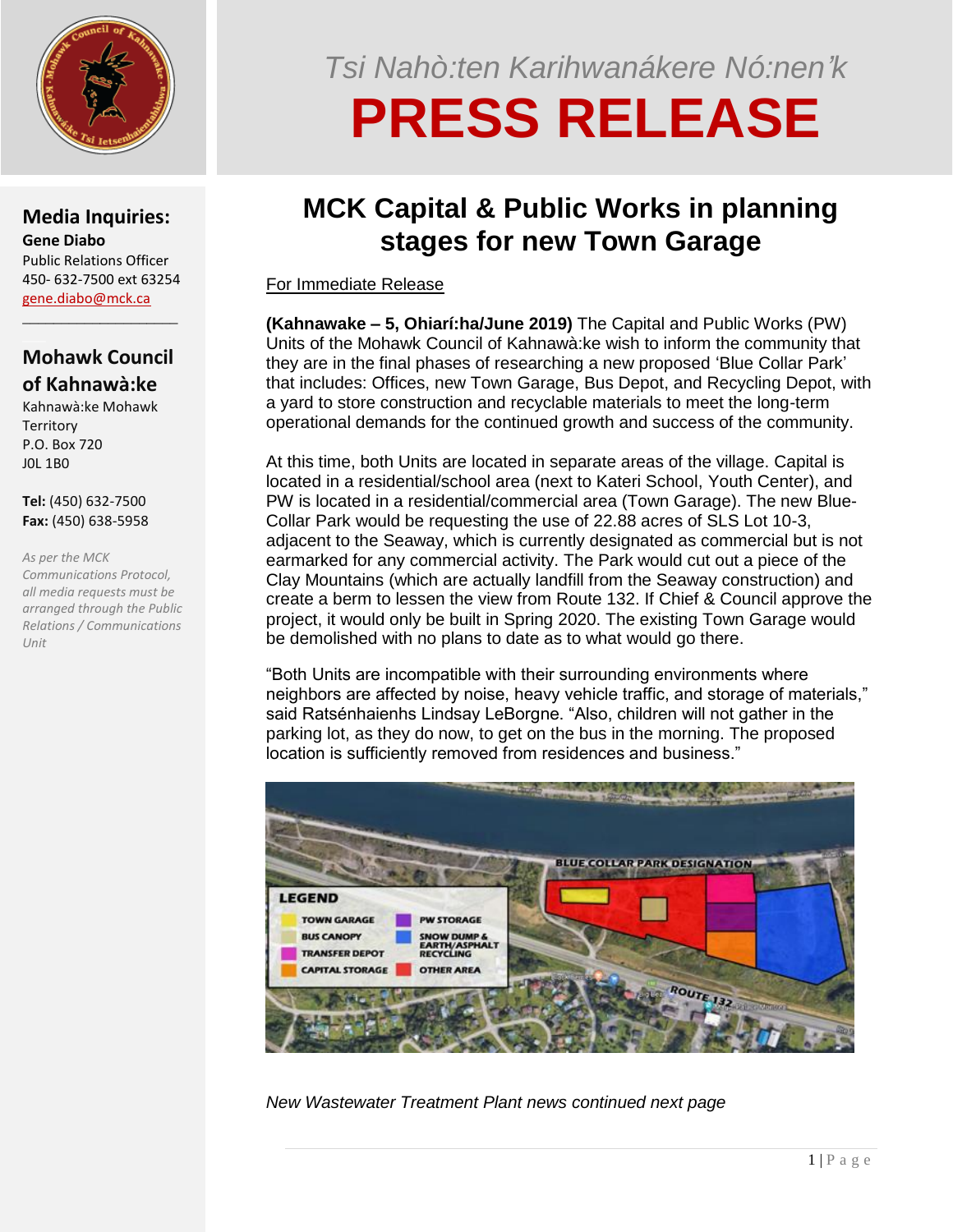# Tsi Nahò:ten Karihwanákere Nó:nen'k

# PRESS RELEASE

## Media Inquiries:

**Gene Diabo**
Public Relations Officer
450- 632-7500 ext 63254
gene.diabo@mck.ca

## Mohawk Council of Kahnawà:ke

Kahnawà:ke Mohawk Territory
P.O. Box 720
J0L 1B0

**Tel:** (450) 632-7500
**Fax:** (450) 638-5958

*As per the MCK Communications Protocol, all media requests must be arranged through the Public Relations / Communications Unit*

## MCK Capital & Public Works in planning stages for new Town Garage

For Immediate Release

**(Kahnawake – 5, Ohiarí:ha/June 2019)** The Capital and Public Works (PW) Units of the Mohawk Council of Kahnawà:ke wish to inform the community that they are in the final phases of researching a new proposed 'Blue Collar Park' that includes: Offices, new Town Garage, Bus Depot, and Recycling Depot, with a yard to store construction and recyclable materials to meet the long-term operational demands for the continued growth and success of the community.

At this time, both Units are located in separate areas of the village. Capital is located in a residential/school area (next to Kateri School, Youth Center), and PW is located in a residential/commercial area (Town Garage). The new Blue-Collar Park would be requesting the use of 22.88 acres of SLS Lot 10-3, adjacent to the Seaway, which is currently designated as commercial but is not earmarked for any commercial activity. The Park would cut out a piece of the Clay Mountains (which are actually landfill from the Seaway construction) and create a berm to lessen the view from Route 132. If Chief & Council approve the project, it would only be built in Spring 2020. The existing Town Garage would be demolished with no plans to date as to what would go there.

"Both Units are incompatible with their surrounding environments where neighbors are affected by noise, heavy vehicle traffic, and storage of materials," said Ratsénhaienhs Lindsay LeBorgne. "Also, children will not gather in the parking lot, as they do now, to get on the bus in the morning. The proposed location is sufficiently removed from residences and business."

*New Wastewater Treatment Plant news continued next page*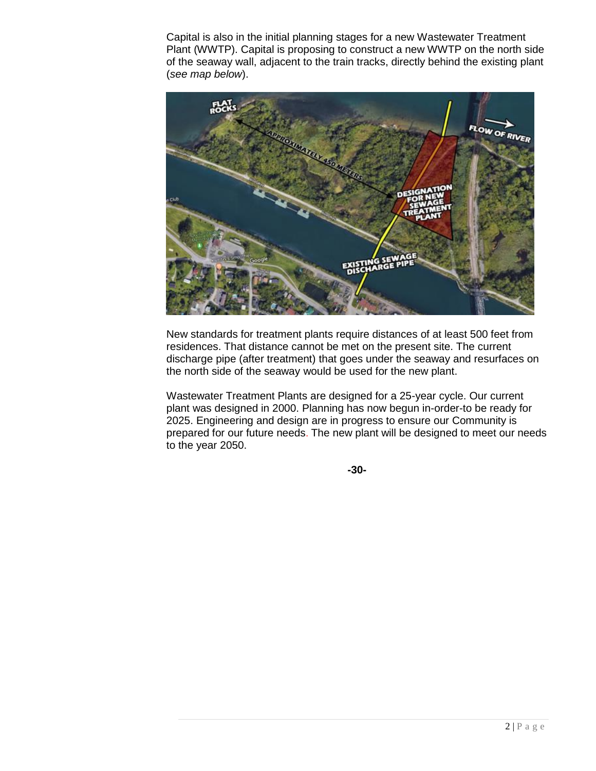Capital is also in the initial planning stages for a new Wastewater Treatment Plant (WWTP). Capital is proposing to construct a new WWTP on the north side of the seaway wall, adjacent to the train tracks, directly behind the existing plant (*see map below*).

New standards for treatment plants require distances of at least 500 feet from residences. That distance cannot be met on the present site. The current discharge pipe (after treatment) that goes under the seaway and resurfaces on the north side of the seaway would be used for the new plant.

Wastewater Treatment Plants are designed for a 25-year cycle. Our current plant was designed in 2000. Planning has now begun in-order-to be ready for 2025. Engineering and design are in progress to ensure our Community is prepared for our future needs. The new plant will be designed to meet our needs to the year 2050.

**-30-**